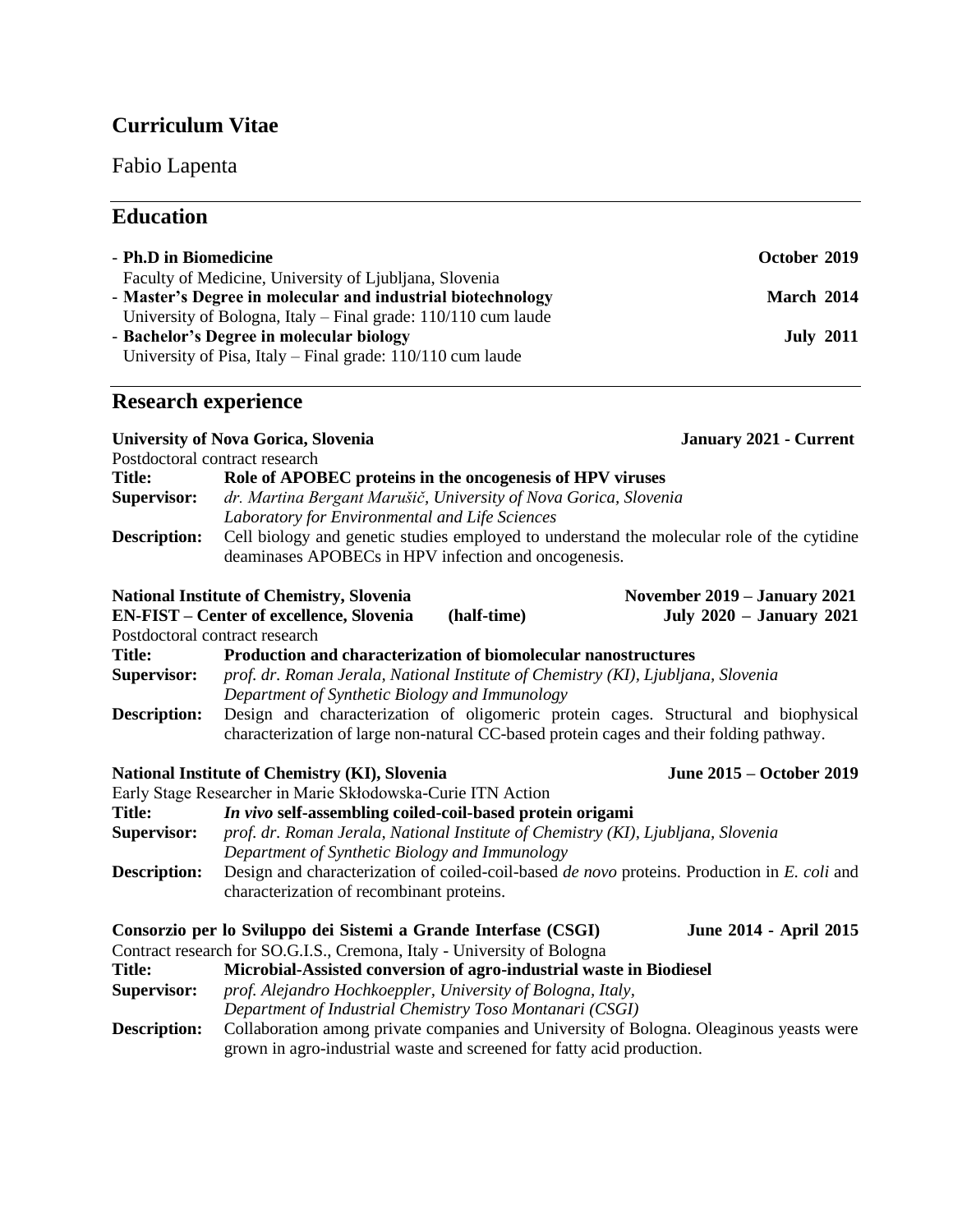# Curriculum Vitae

Fabio Lapenta

## Education

- **Ph.D in Biomedicine** — **October 2019**
  Faculty of Medicine, University of Ljubljana, Slovenia
- **Master's Degree in molecular and industrial biotechnology** — **March 2014**
  University of Bologna, Italy – Final grade: 110/110 cum laude
- **Bachelor's Degree in molecular biology** — **July 2011**
  University of Pisa, Italy – Final grade: 110/110 cum laude

## Research experience

**University of Nova Gorica, Slovenia** — **January 2021 - Current**
Postdoctoral contract research

**Title:** **Role of APOBEC proteins in the oncogenesis of HPV viruses**
**Supervisor:** *dr. Martina Bergant Marušič, University of Nova Gorica, Slovenia*
*Laboratory for Environmental and Life Sciences*
**Description:** Cell biology and genetic studies employed to understand the molecular role of the cytidine deaminases APOBECs in HPV infection and oncogenesis.

**National Institute of Chemistry, Slovenia** — **November 2019 – January 2021**
**EN-FIST – Center of excellence, Slovenia (half-time)** — **July 2020 – January 2021**
Postdoctoral contract research

**Title:** **Production and characterization of biomolecular nanostructures**
**Supervisor:** *prof. dr. Roman Jerala, National Institute of Chemistry (KI), Ljubljana, Slovenia*
*Department of Synthetic Biology and Immunology*
**Description:** Design and characterization of oligomeric protein cages. Structural and biophysical characterization of large non-natural CC-based protein cages and their folding pathway.

**National Institute of Chemistry (KI), Slovenia** — **June 2015 – October 2019**
Early Stage Researcher in Marie Skłodowska-Curie ITN Action

**Title:** ***In vivo* self-assembling coiled-coil-based protein origami**
**Supervisor:** *prof. dr. Roman Jerala, National Institute of Chemistry (KI), Ljubljana, Slovenia*
*Department of Synthetic Biology and Immunology*
**Description:** Design and characterization of coiled-coil-based *de novo* proteins. Production in *E. coli* and characterization of recombinant proteins.

**Consorzio per lo Sviluppo dei Sistemi a Grande Interfase (CSGI)** — **June 2014 - April 2015**
Contract research for SO.G.I.S., Cremona, Italy - University of Bologna

**Title:** **Microbial-Assisted conversion of agro-industrial waste in Biodiesel**
**Supervisor:** *prof. Alejandro Hochkoeppler, University of Bologna, Italy,*
*Department of Industrial Chemistry Toso Montanari (CSGI)*
**Description:** Collaboration among private companies and University of Bologna. Oleaginous yeasts were grown in agro-industrial waste and screened for fatty acid production.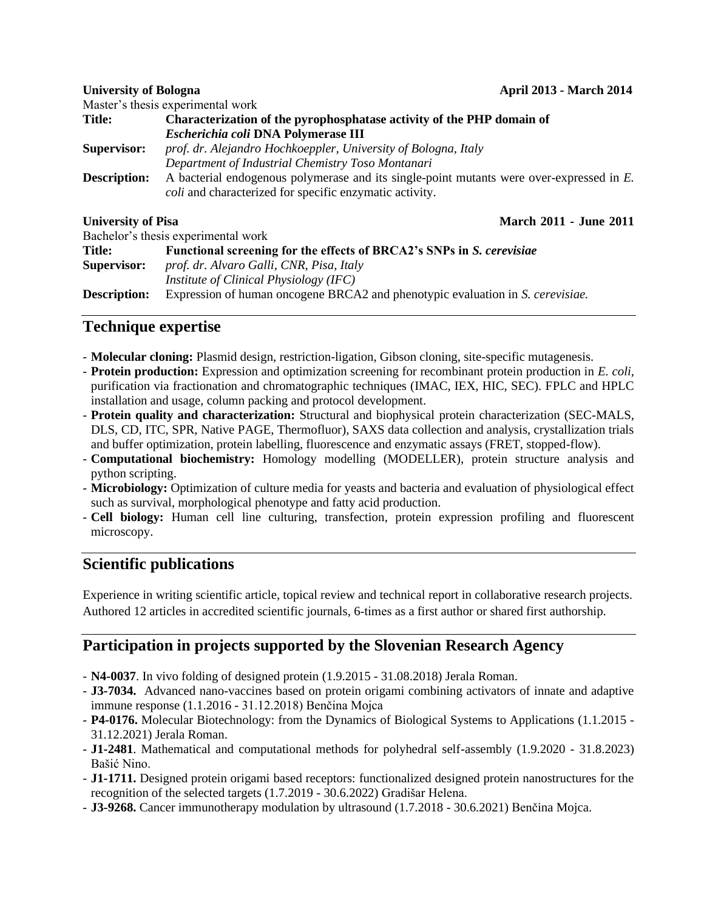**University of Bologna** **April 2013 - March 2014**

Master's thesis experimental work

**Title:** **Characterization of the pyrophosphatase activity of the PHP domain of *Escherichia coli* DNA Polymerase III**

**Supervisor:** *prof. dr. Alejandro Hochkoeppler, University of Bologna, Italy*
*Department of Industrial Chemistry Toso Montanari*

**Description:** A bacterial endogenous polymerase and its single-point mutants were over-expressed in *E. coli* and characterized for specific enzymatic activity.

**University of Pisa** **March 2011 - June 2011**

Bachelor's thesis experimental work

**Title:** **Functional screening for the effects of BRCA2's SNPs in *S. cerevisiae***

**Supervisor:** *prof. dr. Alvaro Galli, CNR, Pisa, Italy*
*Institute of Clinical Physiology (IFC)*

**Description:** Expression of human oncogene BRCA2 and phenotypic evaluation in *S. cerevisiae.*

## Technique expertise

- **Molecular cloning:** Plasmid design, restriction-ligation, Gibson cloning, site-specific mutagenesis.
- **Protein production:** Expression and optimization screening for recombinant protein production in *E. coli*, purification via fractionation and chromatographic techniques (IMAC, IEX, HIC, SEC). FPLC and HPLC installation and usage, column packing and protocol development.
- **Protein quality and characterization:** Structural and biophysical protein characterization (SEC-MALS, DLS, CD, ITC, SPR, Native PAGE, Thermofluor), SAXS data collection and analysis, crystallization trials and buffer optimization, protein labelling, fluorescence and enzymatic assays (FRET, stopped-flow).
- **Computational biochemistry:** Homology modelling (MODELLER), protein structure analysis and python scripting.
- **Microbiology:** Optimization of culture media for yeasts and bacteria and evaluation of physiological effect such as survival, morphological phenotype and fatty acid production.
- **Cell biology:** Human cell line culturing, transfection, protein expression profiling and fluorescent microscopy.

## Scientific publications

Experience in writing scientific article, topical review and technical report in collaborative research projects. Authored 12 articles in accredited scientific journals, 6-times as a first author or shared first authorship.

## Participation in projects supported by the Slovenian Research Agency

- **N4-0037**. In vivo folding of designed protein (1.9.2015 - 31.08.2018) Jerala Roman.
- **J3-7034.** Advanced nano-vaccines based on protein origami combining activators of innate and adaptive immune response (1.1.2016 - 31.12.2018) Benčina Mojca
- **P4-0176.** Molecular Biotechnology: from the Dynamics of Biological Systems to Applications (1.1.2015 - 31.12.2021) Jerala Roman.
- **J1-2481**. Mathematical and computational methods for polyhedral self-assembly (1.9.2020 - 31.8.2023) Bašić Nino.
- **J1-1711.** Designed protein origami based receptors: functionalized designed protein nanostructures for the recognition of the selected targets (1.7.2019 - 30.6.2022) Gradišar Helena.
- **J3-9268.** Cancer immunotherapy modulation by ultrasound (1.7.2018 - 30.6.2021) Benčina Mojca.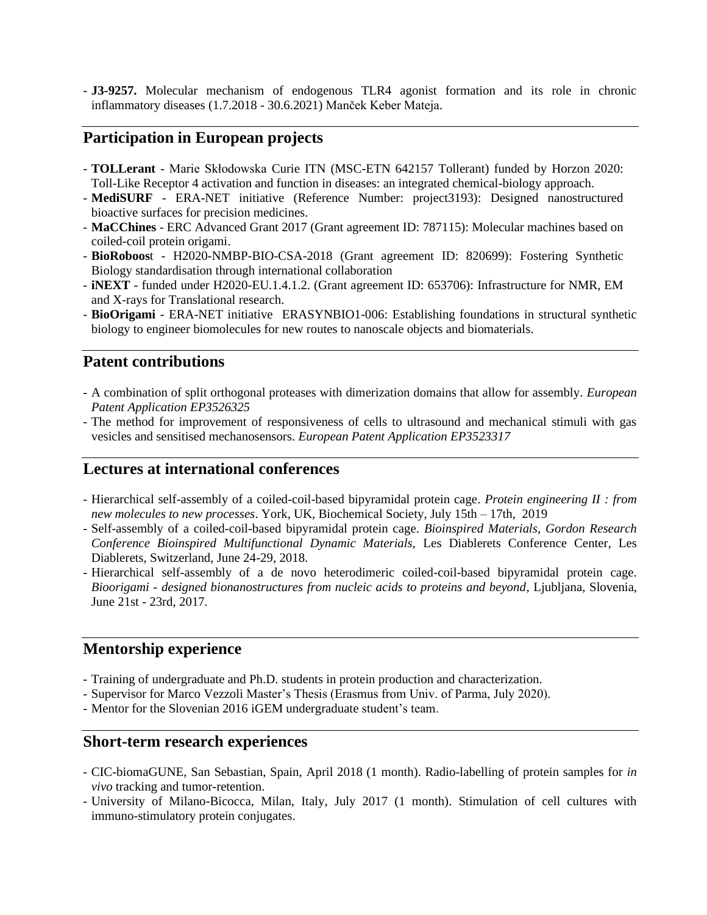- **J3-9257.** Molecular mechanism of endogenous TLR4 agonist formation and its role in chronic inflammatory diseases (1.7.2018 - 30.6.2021) Manček Keber Mateja.

## Participation in European projects

- **TOLLerant** - Marie Skłodowska Curie ITN (MSC-ETN 642157 Tollerant) funded by Horzon 2020: Toll-Like Receptor 4 activation and function in diseases: an integrated chemical-biology approach.
- **MediSURF** - ERA-NET initiative (Reference Number: project3193): Designed nanostructured bioactive surfaces for precision medicines.
- **MaCChines** - ERC Advanced Grant 2017 (Grant agreement ID: 787115): Molecular machines based on coiled-coil protein origami.
- **BioRoboos**t - H2020-NMBP-BIO-CSA-2018 (Grant agreement ID: 820699): Fostering Synthetic Biology standardisation through international collaboration
- **iNEXT** - funded under H2020-EU.1.4.1.2. (Grant agreement ID: 653706): Infrastructure for NMR, EM and X-rays for Translational research.
- **BioOrigami** - ERA-NET initiative ERASYNBIO1-006: Establishing foundations in structural synthetic biology to engineer biomolecules for new routes to nanoscale objects and biomaterials.

## Patent contributions

- A combination of split orthogonal proteases with dimerization domains that allow for assembly. *European Patent Application EP3526325*
- The method for improvement of responsiveness of cells to ultrasound and mechanical stimuli with gas vesicles and sensitised mechanosensors. *European Patent Application EP3523317*

## Lectures at international conferences

- Hierarchical self-assembly of a coiled-coil-based bipyramidal protein cage. *Protein engineering II : from new molecules to new processes*. York, UK, Biochemical Society, July 15th – 17th, 2019
- Self-assembly of a coiled-coil-based bipyramidal protein cage. *Bioinspired Materials, Gordon Research Conference Bioinspired Multifunctional Dynamic Materials,* Les Diablerets Conference Center, Les Diablerets, Switzerland, June 24-29, 2018.
- Hierarchical self-assembly of a de novo heterodimeric coiled-coil-based bipyramidal protein cage. *Bioorigami - designed bionanostructures from nucleic acids to proteins and beyond*, Ljubljana, Slovenia, June 21st - 23rd, 2017.

## Mentorship experience

- Training of undergraduate and Ph.D. students in protein production and characterization.
- Supervisor for Marco Vezzoli Master's Thesis (Erasmus from Univ. of Parma, July 2020).
- Mentor for the Slovenian 2016 iGEM undergraduate student's team.

## Short-term research experiences

- CIC-biomaGUNE, San Sebastian, Spain, April 2018 (1 month). Radio-labelling of protein samples for *in vivo* tracking and tumor-retention.
- University of Milano-Bicocca, Milan, Italy, July 2017 (1 month). Stimulation of cell cultures with immuno-stimulatory protein conjugates.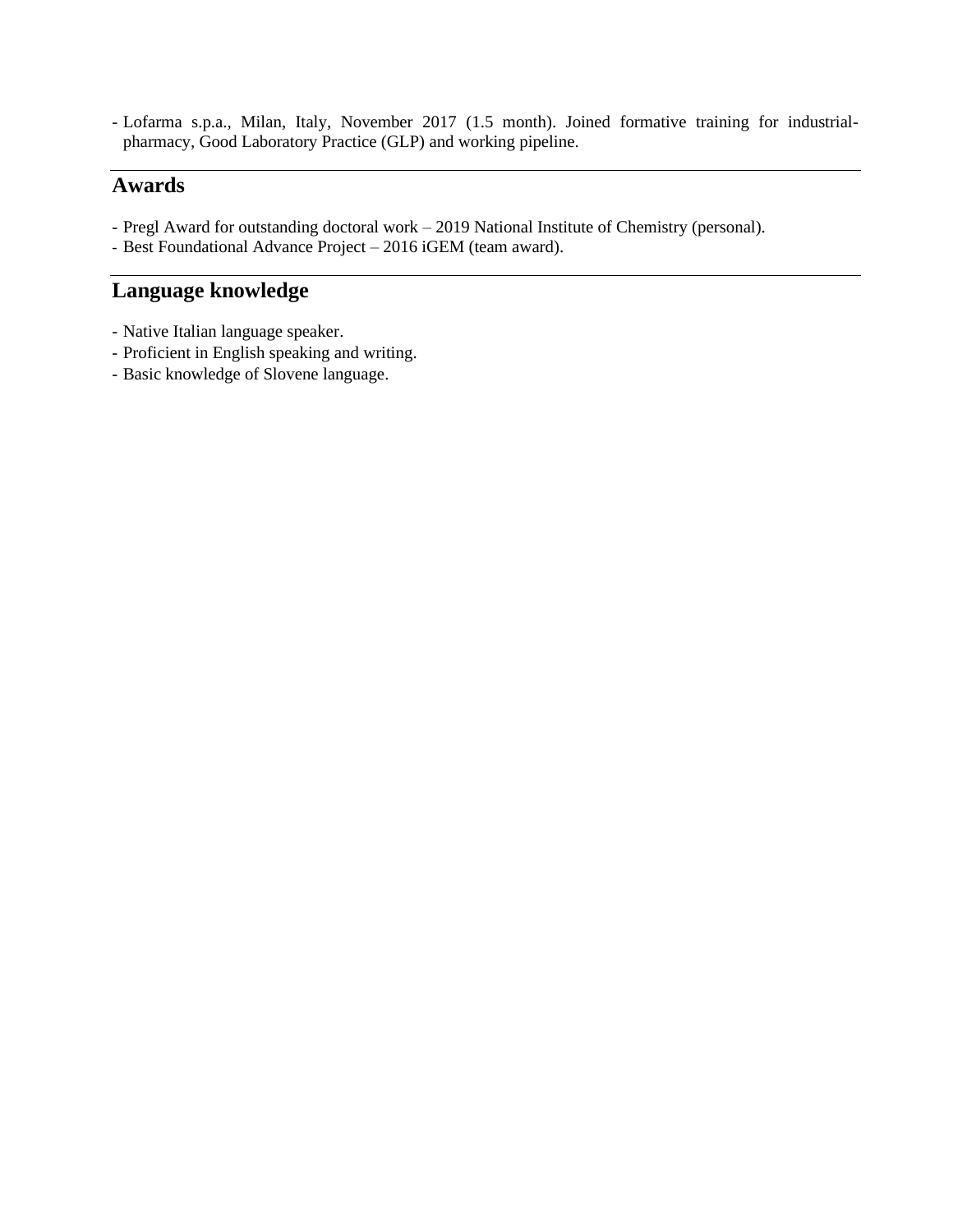- Lofarma s.p.a., Milan, Italy, November 2017 (1.5 month). Joined formative training for industrial-pharmacy, Good Laboratory Practice (GLP) and working pipeline.

## Awards

- Pregl Award for outstanding doctoral work – 2019 National Institute of Chemistry (personal).
- Best Foundational Advance Project – 2016 iGEM (team award).

## Language knowledge

- Native Italian language speaker.
- Proficient in English speaking and writing.
- Basic knowledge of Slovene language.